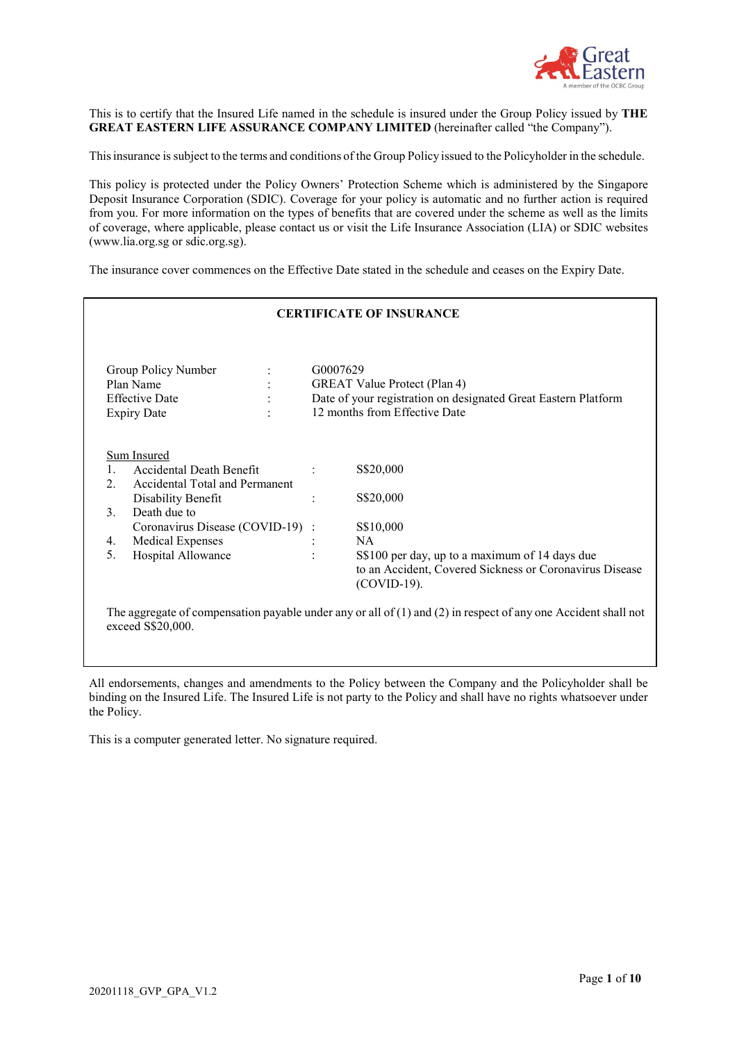This is to certify that the Insured Life named in the schedule is insured under the Group Policy issued by **THE GREAT EASTERN LIFE ASSURANCE COMPANY LIMITED** (hereinafter called "the Company").

This insurance is subject to the terms and conditions of the Group Policy issued to the Policyholder in the schedule.

This policy is protected under the Policy Owners' Protection Scheme which is administered by the Singapore Deposit Insurance Corporation (SDIC). Coverage for your policy is automatic and no further action is required from you. For more information on the types of benefits that are covered under the scheme as well as the limits of coverage, where applicable, please contact us or visit the Life Insurance Association (LIA) or SDIC websites (www.lia.org.sg or sdic.org.sg).

The insurance cover commences on the Effective Date stated in the schedule and ceases on the Expiry Date.

## CERTIFICATE OF INSURANCE

| | | |
|---|---|---|
| Group Policy Number | : | G0007629 |
| Plan Name | : | GREAT Value Protect (Plan 4) |
| Effective Date | : | Date of your registration on designated Great Eastern Platform |
| Expiry Date | : | 12 months from Effective Date |

<u>Sum Insured</u>

| | | | |
|---|---|---|---|
| 1. | Accidental Death Benefit | : | S$20,000 |
| 2. | Accidental Total and Permanent Disability Benefit | : | S$20,000 |
| 3. | Death due to Coronavirus Disease (COVID-19) | : | S$10,000 |
| 4. | Medical Expenses | : | NA |
| 5. | Hospital Allowance | : | S$100 per day, up to a maximum of 14 days due to an Accident, Covered Sickness or Coronavirus Disease (COVID-19). |

The aggregate of compensation payable under any or all of (1) and (2) in respect of any one Accident shall not exceed S$20,000.

All endorsements, changes and amendments to the Policy between the Company and the Policyholder shall be binding on the Insured Life. The Insured Life is not party to the Policy and shall have no rights whatsoever under the Policy.

This is a computer generated letter. No signature required.

20201118_GVP_GPA_V1.2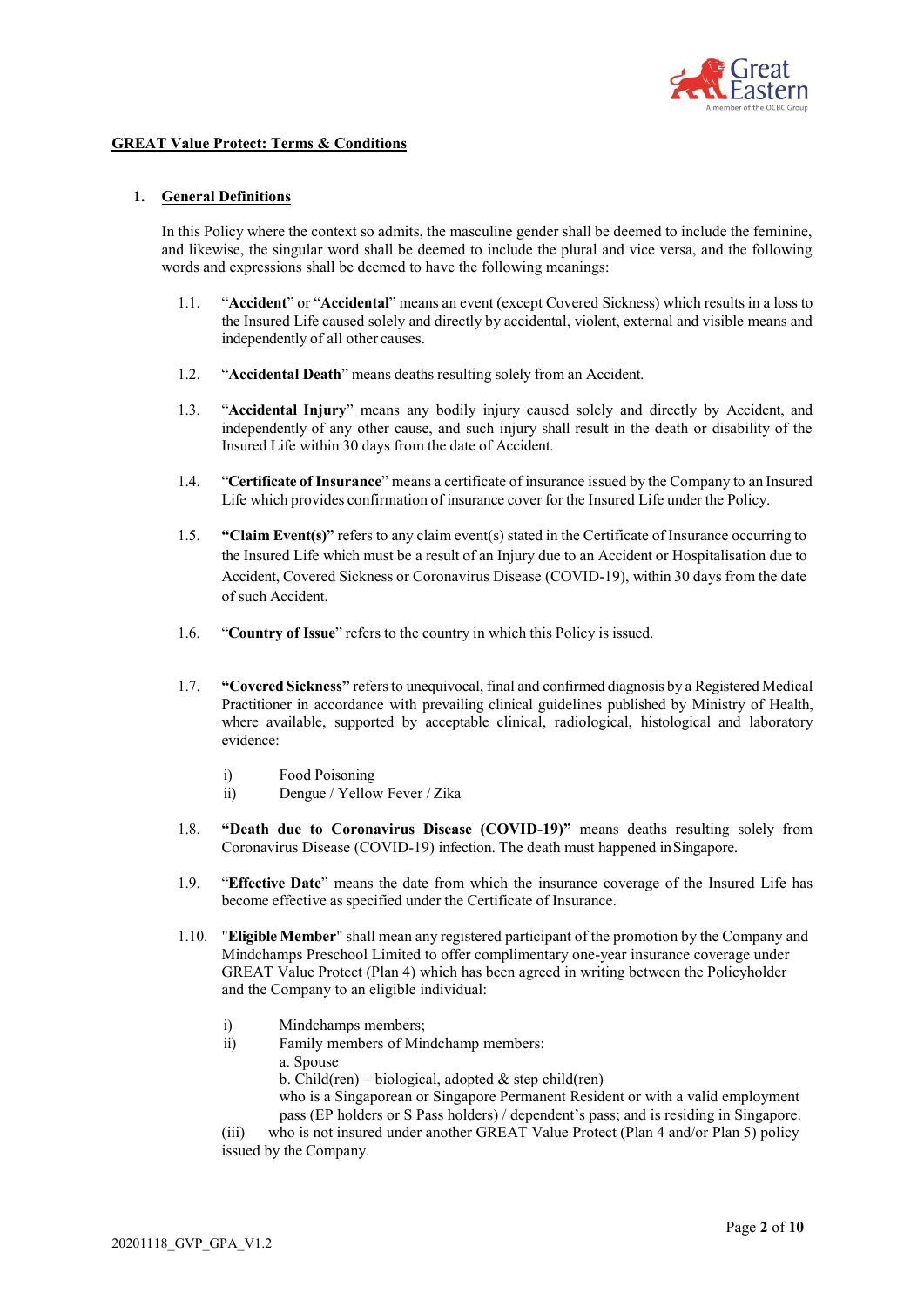**GREAT Value Protect: Terms & Conditions**

## 1. General Definitions

In this Policy where the context so admits, the masculine gender shall be deemed to include the feminine, and likewise, the singular word shall be deemed to include the plural and vice versa, and the following words and expressions shall be deemed to have the following meanings:

1.1. "**Accident**" or "**Accidental**" means an event (except Covered Sickness) which results in a loss to the Insured Life caused solely and directly by accidental, violent, external and visible means and independently of all other causes.

1.2. "**Accidental Death**" means deaths resulting solely from an Accident.

1.3. "**Accidental Injury**" means any bodily injury caused solely and directly by Accident, and independently of any other cause, and such injury shall result in the death or disability of the Insured Life within 30 days from the date of Accident.

1.4. "**Certificate of Insurance**" means a certificate of insurance issued by the Company to an Insured Life which provides confirmation of insurance cover for the Insured Life under the Policy.

1.5. **"Claim Event(s)"** refers to any claim event(s) stated in the Certificate of Insurance occurring to the Insured Life which must be a result of an Injury due to an Accident or Hospitalisation due to Accident, Covered Sickness or Coronavirus Disease (COVID-19), within 30 days from the date of such Accident.

1.6. "**Country of Issue**" refers to the country in which this Policy is issued.

1.7. **"Covered Sickness"** refers to unequivocal, final and confirmed diagnosis by a Registered Medical Practitioner in accordance with prevailing clinical guidelines published by Ministry of Health, where available, supported by acceptable clinical, radiological, histological and laboratory evidence:

i) Food Poisoning
ii) Dengue / Yellow Fever / Zika

1.8. **"Death due to Coronavirus Disease (COVID-19)"** means deaths resulting solely from Coronavirus Disease (COVID-19) infection. The death must happened in Singapore.

1.9. "**Effective Date**" means the date from which the insurance coverage of the Insured Life has become effective as specified under the Certificate of Insurance.

1.10. "**Eligible Member**" shall mean any registered participant of the promotion by the Company and Mindchamps Preschool Limited to offer complimentary one-year insurance coverage under GREAT Value Protect (Plan 4) which has been agreed in writing between the Policyholder and the Company to an eligible individual:

i) Mindchamps members;
ii) Family members of Mindchamp members:
  a. Spouse
  b. Child(ren) – biological, adopted & step child(ren)
  who is a Singaporean or Singapore Permanent Resident or with a valid employment pass (EP holders or S Pass holders) / dependent's pass; and is residing in Singapore.

(iii) who is not insured under another GREAT Value Protect (Plan 4 and/or Plan 5) policy issued by the Company.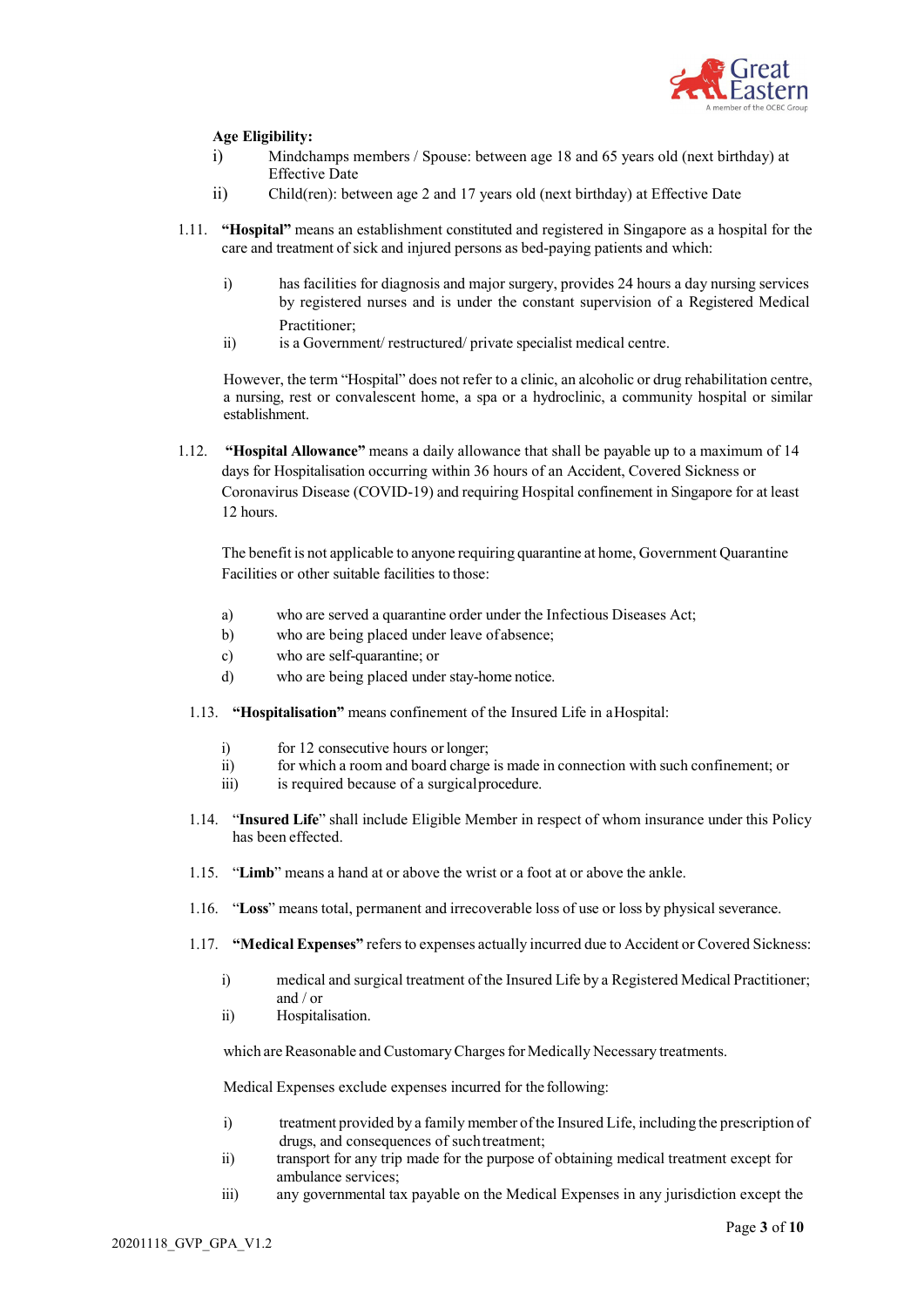**Age Eligibility:**

i) Mindchamps members / Spouse: between age 18 and 65 years old (next birthday) at Effective Date

ii) Child(ren): between age 2 and 17 years old (next birthday) at Effective Date

1.11. **"Hospital"** means an establishment constituted and registered in Singapore as a hospital for the care and treatment of sick and injured persons as bed-paying patients and which:

i) has facilities for diagnosis and major surgery, provides 24 hours a day nursing services by registered nurses and is under the constant supervision of a Registered Medical Practitioner;

ii) is a Government/ restructured/ private specialist medical centre.

However, the term "Hospital" does not refer to a clinic, an alcoholic or drug rehabilitation centre, a nursing, rest or convalescent home, a spa or a hydroclinic, a community hospital or similar establishment.

1.12. **"Hospital Allowance"** means a daily allowance that shall be payable up to a maximum of 14 days for Hospitalisation occurring within 36 hours of an Accident, Covered Sickness or Coronavirus Disease (COVID-19) and requiring Hospital confinement in Singapore for at least 12 hours.

The benefit is not applicable to anyone requiring quarantine at home, Government Quarantine Facilities or other suitable facilities to those:

a) who are served a quarantine order under the Infectious Diseases Act;

b) who are being placed under leave of absence;

c) who are self-quarantine; or

d) who are being placed under stay-home notice.

1.13. **"Hospitalisation"** means confinement of the Insured Life in a Hospital:

i) for 12 consecutive hours or longer;

ii) for which a room and board charge is made in connection with such confinement; or

iii) is required because of a surgical procedure.

1.14. "**Insured Life**" shall include Eligible Member in respect of whom insurance under this Policy has been effected.

1.15. "**Limb**" means a hand at or above the wrist or a foot at or above the ankle.

1.16. "**Loss**" means total, permanent and irrecoverable loss of use or loss by physical severance.

1.17. **"Medical Expenses"** refers to expenses actually incurred due to Accident or Covered Sickness:

i) medical and surgical treatment of the Insured Life by a Registered Medical Practitioner; and / or

ii) Hospitalisation.

which are Reasonable and Customary Charges for Medically Necessary treatments.

Medical Expenses exclude expenses incurred for the following:

i) treatment provided by a family member of the Insured Life, including the prescription of drugs, and consequences of such treatment;

ii) transport for any trip made for the purpose of obtaining medical treatment except for ambulance services;

iii) any governmental tax payable on the Medical Expenses in any jurisdiction except the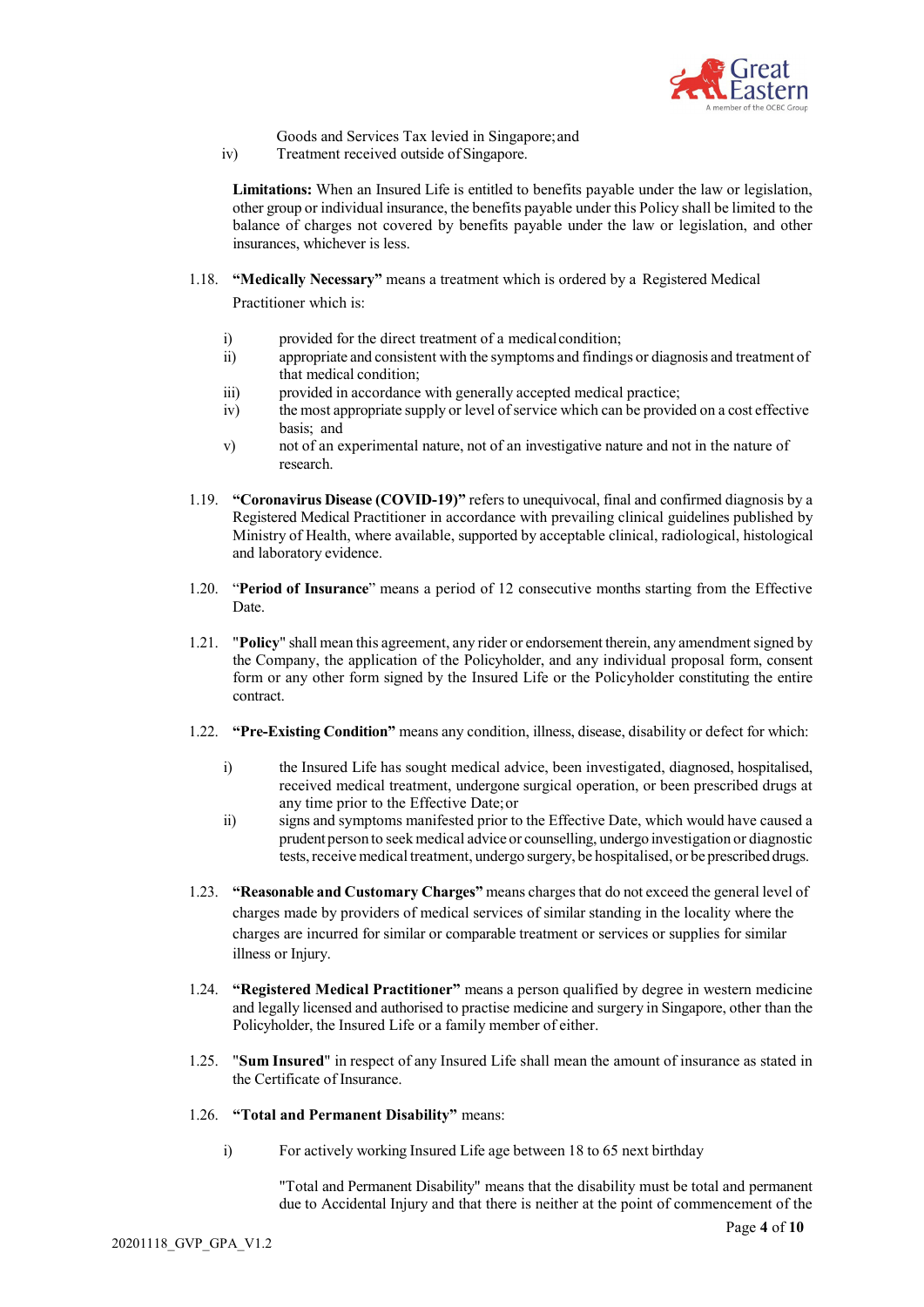Goods and Services Tax levied in Singapore; and

iv) Treatment received outside of Singapore.

**Limitations:** When an Insured Life is entitled to benefits payable under the law or legislation, other group or individual insurance, the benefits payable under this Policy shall be limited to the balance of charges not covered by benefits payable under the law or legislation, and other insurances, whichever is less.

1.18. **"Medically Necessary"** means a treatment which is ordered by a Registered Medical Practitioner which is:

i) provided for the direct treatment of a medical condition;
ii) appropriate and consistent with the symptoms and findings or diagnosis and treatment of that medical condition;
iii) provided in accordance with generally accepted medical practice;
iv) the most appropriate supply or level of service which can be provided on a cost effective basis; and
v) not of an experimental nature, not of an investigative nature and not in the nature of research.

1.19. **"Coronavirus Disease (COVID-19)"** refers to unequivocal, final and confirmed diagnosis by a Registered Medical Practitioner in accordance with prevailing clinical guidelines published by Ministry of Health, where available, supported by acceptable clinical, radiological, histological and laboratory evidence.

1.20. "**Period of Insurance**" means a period of 12 consecutive months starting from the Effective Date.

1.21. "**Policy**" shall mean this agreement, any rider or endorsement therein, any amendment signed by the Company, the application of the Policyholder, and any individual proposal form, consent form or any other form signed by the Insured Life or the Policyholder constituting the entire contract.

1.22. **"Pre-Existing Condition"** means any condition, illness, disease, disability or defect for which:

i) the Insured Life has sought medical advice, been investigated, diagnosed, hospitalised, received medical treatment, undergone surgical operation, or been prescribed drugs at any time prior to the Effective Date; or
ii) signs and symptoms manifested prior to the Effective Date, which would have caused a prudent person to seek medical advice or counselling, undergo investigation or diagnostic tests, receive medical treatment, undergo surgery, be hospitalised, or be prescribed drugs.

1.23. **"Reasonable and Customary Charges"** means charges that do not exceed the general level of charges made by providers of medical services of similar standing in the locality where the charges are incurred for similar or comparable treatment or services or supplies for similar illness or Injury.

1.24. **"Registered Medical Practitioner"** means a person qualified by degree in western medicine and legally licensed and authorised to practise medicine and surgery in Singapore, other than the Policyholder, the Insured Life or a family member of either.

1.25. "**Sum Insured**" in respect of any Insured Life shall mean the amount of insurance as stated in the Certificate of Insurance.

1.26. **"Total and Permanent Disability"** means:

i) For actively working Insured Life age between 18 to 65 next birthday

"Total and Permanent Disability" means that the disability must be total and permanent due to Accidental Injury and that there is neither at the point of commencement of the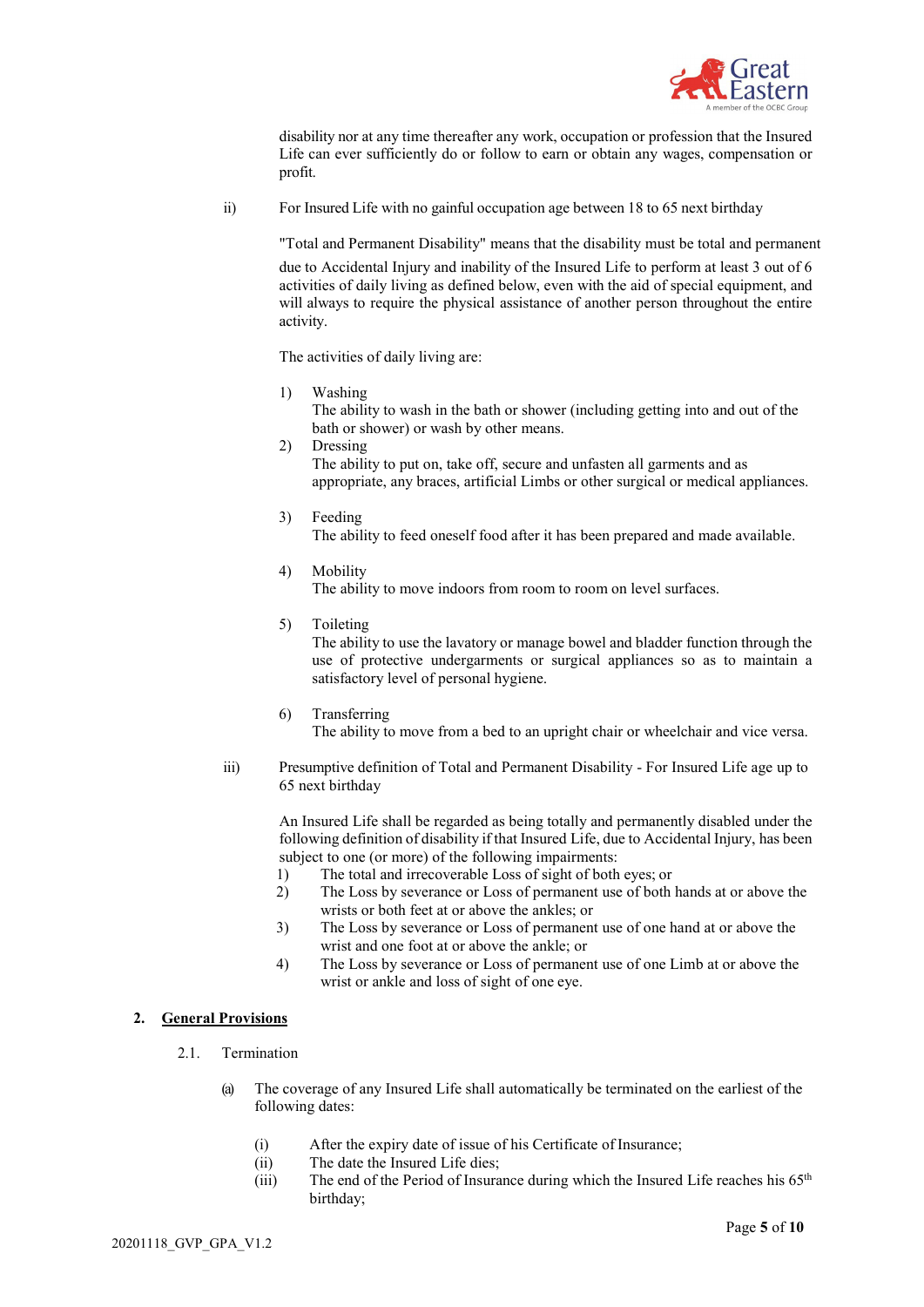disability nor at any time thereafter any work, occupation or profession that the Insured Life can ever sufficiently do or follow to earn or obtain any wages, compensation or profit.

ii) For Insured Life with no gainful occupation age between 18 to 65 next birthday

"Total and Permanent Disability" means that the disability must be total and permanent due to Accidental Injury and inability of the Insured Life to perform at least 3 out of 6 activities of daily living as defined below, even with the aid of special equipment, and will always to require the physical assistance of another person throughout the entire activity.

The activities of daily living are:

1) Washing
The ability to wash in the bath or shower (including getting into and out of the bath or shower) or wash by other means.
2) Dressing
The ability to put on, take off, secure and unfasten all garments and as appropriate, any braces, artificial Limbs or other surgical or medical appliances.
3) Feeding
The ability to feed oneself food after it has been prepared and made available.
4) Mobility
The ability to move indoors from room to room on level surfaces.
5) Toileting
The ability to use the lavatory or manage bowel and bladder function through the use of protective undergarments or surgical appliances so as to maintain a satisfactory level of personal hygiene.
6) Transferring
The ability to move from a bed to an upright chair or wheelchair and vice versa.

iii) Presumptive definition of Total and Permanent Disability - For Insured Life age up to 65 next birthday

An Insured Life shall be regarded as being totally and permanently disabled under the following definition of disability if that Insured Life, due to Accidental Injury, has been subject to one (or more) of the following impairments:
1) The total and irrecoverable Loss of sight of both eyes; or
2) The Loss by severance or Loss of permanent use of both hands at or above the wrists or both feet at or above the ankles; or
3) The Loss by severance or Loss of permanent use of one hand at or above the wrist and one foot at or above the ankle; or
4) The Loss by severance or Loss of permanent use of one Limb at or above the wrist or ankle and loss of sight of one eye.

## 2. <u>General Provisions</u>

2.1. Termination

(a) The coverage of any Insured Life shall automatically be terminated on the earliest of the following dates:

(i) After the expiry date of issue of his Certificate of Insurance;
(ii) The date the Insured Life dies;
(iii) The end of the Period of Insurance during which the Insured Life reaches his 65th birthday;

20201118_GVP_GPA_V1.2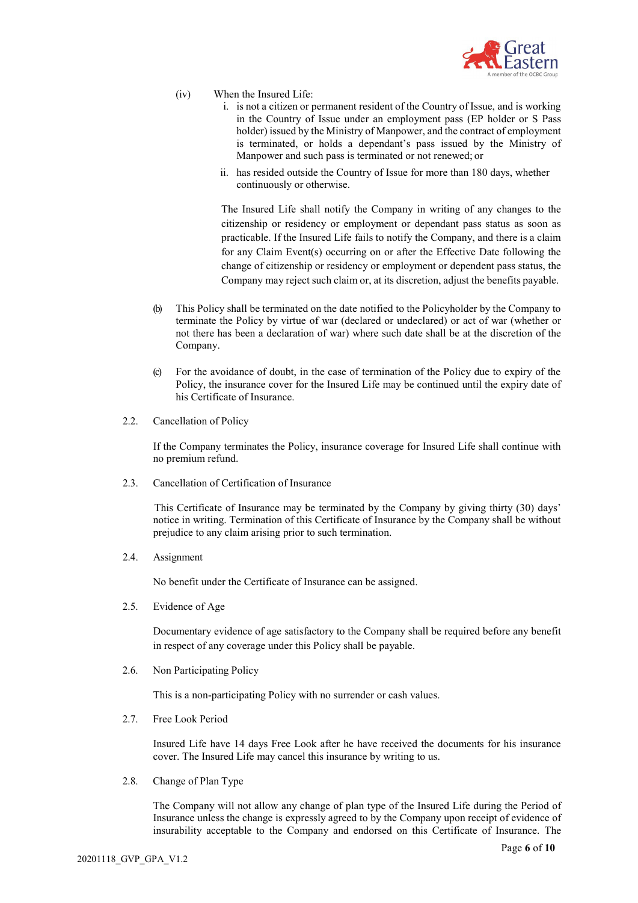(iv) When the Insured Life:

i. is not a citizen or permanent resident of the Country of Issue, and is working in the Country of Issue under an employment pass (EP holder or S Pass holder) issued by the Ministry of Manpower, and the contract of employment is terminated, or holds a dependant's pass issued by the Ministry of Manpower and such pass is terminated or not renewed; or

ii. has resided outside the Country of Issue for more than 180 days, whether continuously or otherwise.

The Insured Life shall notify the Company in writing of any changes to the citizenship or residency or employment or dependant pass status as soon as practicable. If the Insured Life fails to notify the Company, and there is a claim for any Claim Event(s) occurring on or after the Effective Date following the change of citizenship or residency or employment or dependent pass status, the Company may reject such claim or, at its discretion, adjust the benefits payable.

(b) This Policy shall be terminated on the date notified to the Policyholder by the Company to terminate the Policy by virtue of war (declared or undeclared) or act of war (whether or not there has been a declaration of war) where such date shall be at the discretion of the Company.

(c) For the avoidance of doubt, in the case of termination of the Policy due to expiry of the Policy, the insurance cover for the Insured Life may be continued until the expiry date of his Certificate of Insurance.

2.2. Cancellation of Policy

If the Company terminates the Policy, insurance coverage for Insured Life shall continue with no premium refund.

2.3. Cancellation of Certification of Insurance

This Certificate of Insurance may be terminated by the Company by giving thirty (30) days' notice in writing. Termination of this Certificate of Insurance by the Company shall be without prejudice to any claim arising prior to such termination.

2.4. Assignment

No benefit under the Certificate of Insurance can be assigned.

2.5. Evidence of Age

Documentary evidence of age satisfactory to the Company shall be required before any benefit in respect of any coverage under this Policy shall be payable.

2.6. Non Participating Policy

This is a non-participating Policy with no surrender or cash values.

2.7. Free Look Period

Insured Life have 14 days Free Look after he have received the documents for his insurance cover. The Insured Life may cancel this insurance by writing to us.

2.8. Change of Plan Type

The Company will not allow any change of plan type of the Insured Life during the Period of Insurance unless the change is expressly agreed to by the Company upon receipt of evidence of insurability acceptable to the Company and endorsed on this Certificate of Insurance. The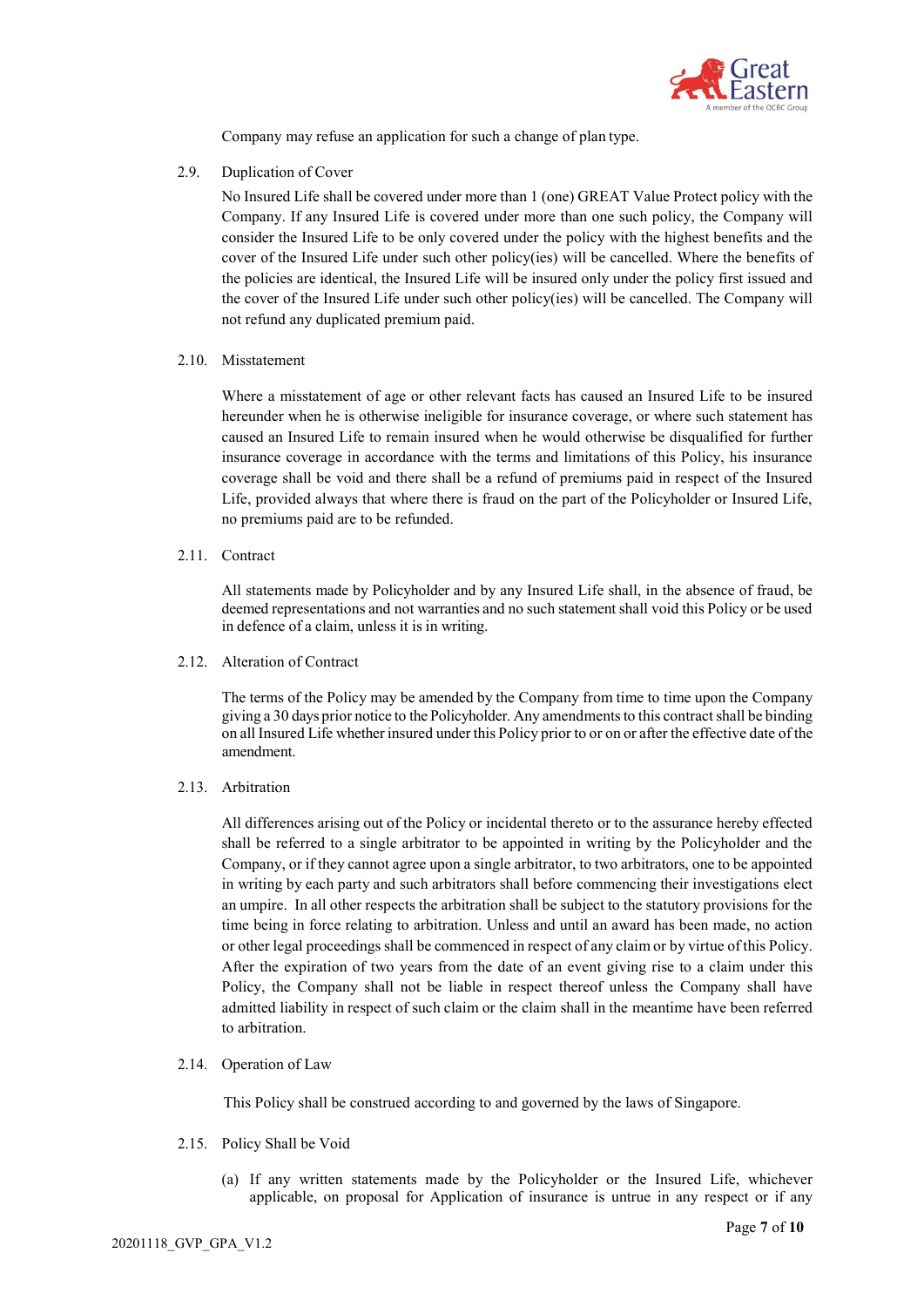Company may refuse an application for such a change of plan type.

2.9. Duplication of Cover

No Insured Life shall be covered under more than 1 (one) GREAT Value Protect policy with the Company. If any Insured Life is covered under more than one such policy, the Company will consider the Insured Life to be only covered under the policy with the highest benefits and the cover of the Insured Life under such other policy(ies) will be cancelled. Where the benefits of the policies are identical, the Insured Life will be insured only under the policy first issued and the cover of the Insured Life under such other policy(ies) will be cancelled. The Company will not refund any duplicated premium paid.

2.10. Misstatement

Where a misstatement of age or other relevant facts has caused an Insured Life to be insured hereunder when he is otherwise ineligible for insurance coverage, or where such statement has caused an Insured Life to remain insured when he would otherwise be disqualified for further insurance coverage in accordance with the terms and limitations of this Policy, his insurance coverage shall be void and there shall be a refund of premiums paid in respect of the Insured Life, provided always that where there is fraud on the part of the Policyholder or Insured Life, no premiums paid are to be refunded.

2.11. Contract

All statements made by Policyholder and by any Insured Life shall, in the absence of fraud, be deemed representations and not warranties and no such statement shall void this Policy or be used in defence of a claim, unless it is in writing.

2.12. Alteration of Contract

The terms of the Policy may be amended by the Company from time to time upon the Company giving a 30 days prior notice to the Policyholder. Any amendments to this contract shall be binding on all Insured Life whether insured under this Policy prior to or on or after the effective date of the amendment.

2.13. Arbitration

All differences arising out of the Policy or incidental thereto or to the assurance hereby effected shall be referred to a single arbitrator to be appointed in writing by the Policyholder and the Company, or if they cannot agree upon a single arbitrator, to two arbitrators, one to be appointed in writing by each party and such arbitrators shall before commencing their investigations elect an umpire. In all other respects the arbitration shall be subject to the statutory provisions for the time being in force relating to arbitration. Unless and until an award has been made, no action or other legal proceedings shall be commenced in respect of any claim or by virtue of this Policy. After the expiration of two years from the date of an event giving rise to a claim under this Policy, the Company shall not be liable in respect thereof unless the Company shall have admitted liability in respect of such claim or the claim shall in the meantime have been referred to arbitration.

2.14. Operation of Law

This Policy shall be construed according to and governed by the laws of Singapore.

2.15. Policy Shall be Void

(a) If any written statements made by the Policyholder or the Insured Life, whichever applicable, on proposal for Application of insurance is untrue in any respect or if any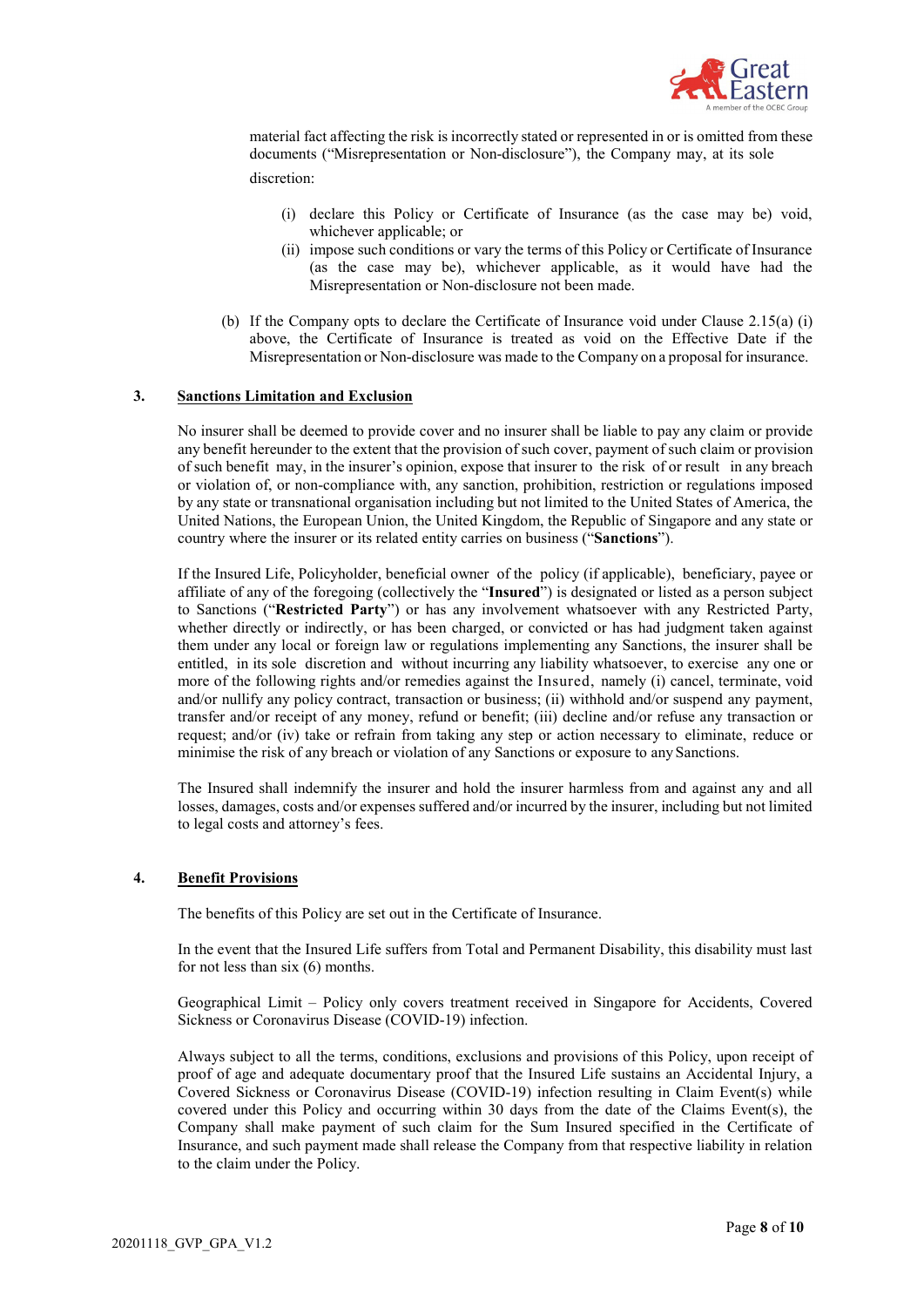material fact affecting the risk is incorrectly stated or represented in or is omitted from these documents ("Misrepresentation or Non-disclosure"), the Company may, at its sole discretion:

(i) declare this Policy or Certificate of Insurance (as the case may be) void, whichever applicable; or
(ii) impose such conditions or vary the terms of this Policy or Certificate of Insurance (as the case may be), whichever applicable, as it would have had the Misrepresentation or Non-disclosure not been made.

(b) If the Company opts to declare the Certificate of Insurance void under Clause 2.15(a) (i) above, the Certificate of Insurance is treated as void on the Effective Date if the Misrepresentation or Non-disclosure was made to the Company on a proposal for insurance.

## 3. Sanctions Limitation and Exclusion

No insurer shall be deemed to provide cover and no insurer shall be liable to pay any claim or provide any benefit hereunder to the extent that the provision of such cover, payment of such claim or provision of such benefit may, in the insurer's opinion, expose that insurer to the risk of or result in any breach or violation of, or non-compliance with, any sanction, prohibition, restriction or regulations imposed by any state or transnational organisation including but not limited to the United States of America, the United Nations, the European Union, the United Kingdom, the Republic of Singapore and any state or country where the insurer or its related entity carries on business ("**Sanctions**").

If the Insured Life, Policyholder, beneficial owner of the policy (if applicable), beneficiary, payee or affiliate of any of the foregoing (collectively the "**Insured**") is designated or listed as a person subject to Sanctions ("**Restricted Party**") or has any involvement whatsoever with any Restricted Party, whether directly or indirectly, or has been charged, or convicted or has had judgment taken against them under any local or foreign law or regulations implementing any Sanctions, the insurer shall be entitled, in its sole discretion and without incurring any liability whatsoever, to exercise any one or more of the following rights and/or remedies against the Insured, namely (i) cancel, terminate, void and/or nullify any policy contract, transaction or business; (ii) withhold and/or suspend any payment, transfer and/or receipt of any money, refund or benefit; (iii) decline and/or refuse any transaction or request; and/or (iv) take or refrain from taking any step or action necessary to eliminate, reduce or minimise the risk of any breach or violation of any Sanctions or exposure to any Sanctions.

The Insured shall indemnify the insurer and hold the insurer harmless from and against any and all losses, damages, costs and/or expenses suffered and/or incurred by the insurer, including but not limited to legal costs and attorney's fees.

## 4. Benefit Provisions

The benefits of this Policy are set out in the Certificate of Insurance.

In the event that the Insured Life suffers from Total and Permanent Disability, this disability must last for not less than six (6) months.

Geographical Limit – Policy only covers treatment received in Singapore for Accidents, Covered Sickness or Coronavirus Disease (COVID-19) infection.

Always subject to all the terms, conditions, exclusions and provisions of this Policy, upon receipt of proof of age and adequate documentary proof that the Insured Life sustains an Accidental Injury, a Covered Sickness or Coronavirus Disease (COVID-19) infection resulting in Claim Event(s) while covered under this Policy and occurring within 30 days from the date of the Claims Event(s), the Company shall make payment of such claim for the Sum Insured specified in the Certificate of Insurance, and such payment made shall release the Company from that respective liability in relation to the claim under the Policy.

20201118_GVP_GPA_V1.2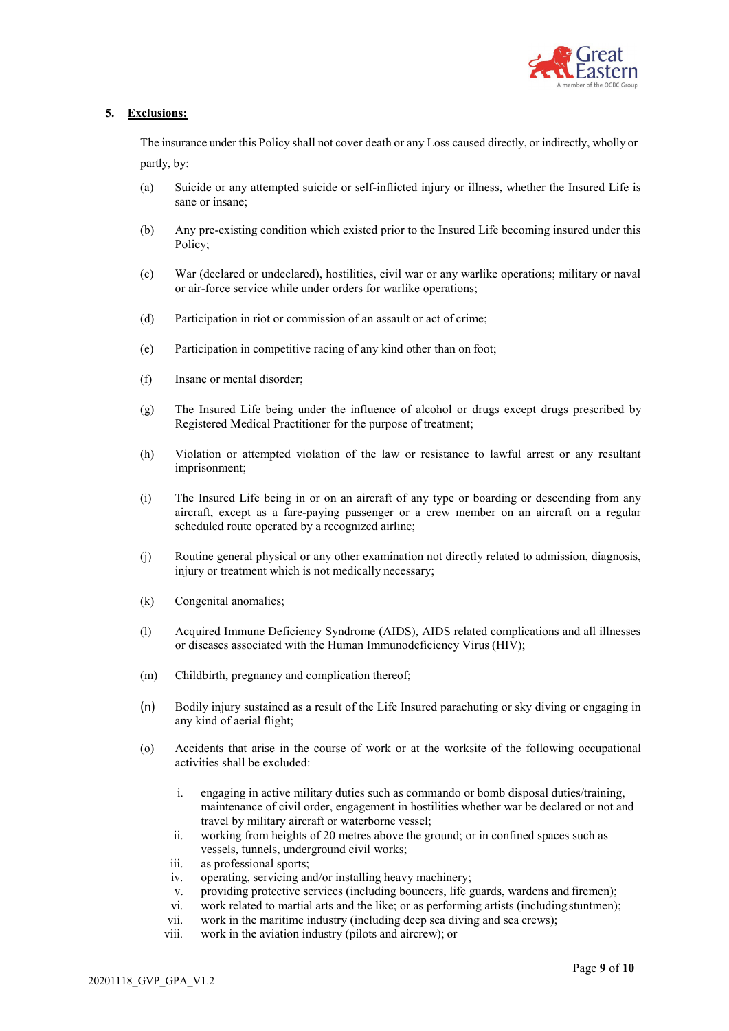## 5. **Exclusions:**

The insurance under this Policy shall not cover death or any Loss caused directly, or indirectly, wholly or partly, by:

(a) Suicide or any attempted suicide or self-inflicted injury or illness, whether the Insured Life is sane or insane;

(b) Any pre-existing condition which existed prior to the Insured Life becoming insured under this Policy;

(c) War (declared or undeclared), hostilities, civil war or any warlike operations; military or naval or air-force service while under orders for warlike operations;

(d) Participation in riot or commission of an assault or act of crime;

(e) Participation in competitive racing of any kind other than on foot;

(f) Insane or mental disorder;

(g) The Insured Life being under the influence of alcohol or drugs except drugs prescribed by Registered Medical Practitioner for the purpose of treatment;

(h) Violation or attempted violation of the law or resistance to lawful arrest or any resultant imprisonment;

(i) The Insured Life being in or on an aircraft of any type or boarding or descending from any aircraft, except as a fare-paying passenger or a crew member on an aircraft on a regular scheduled route operated by a recognized airline;

(j) Routine general physical or any other examination not directly related to admission, diagnosis, injury or treatment which is not medically necessary;

(k) Congenital anomalies;

(l) Acquired Immune Deficiency Syndrome (AIDS), AIDS related complications and all illnesses or diseases associated with the Human Immunodeficiency Virus (HIV);

(m) Childbirth, pregnancy and complication thereof;

(n) Bodily injury sustained as a result of the Life Insured parachuting or sky diving or engaging in any kind of aerial flight;

(o) Accidents that arise in the course of work or at the worksite of the following occupational activities shall be excluded:

   i. engaging in active military duties such as commando or bomb disposal duties/training, maintenance of civil order, engagement in hostilities whether war be declared or not and travel by military aircraft or waterborne vessel;
   ii. working from heights of 20 metres above the ground; or in confined spaces such as vessels, tunnels, underground civil works;
   iii. as professional sports;
   iv. operating, servicing and/or installing heavy machinery;
   v. providing protective services (including bouncers, life guards, wardens and firemen);
   vi. work related to martial arts and the like; or as performing artists (including stuntmen);
   vii. work in the maritime industry (including deep sea diving and sea crews);
   viii. work in the aviation industry (pilots and aircrew); or

20201118_GVP_GPA_V1.2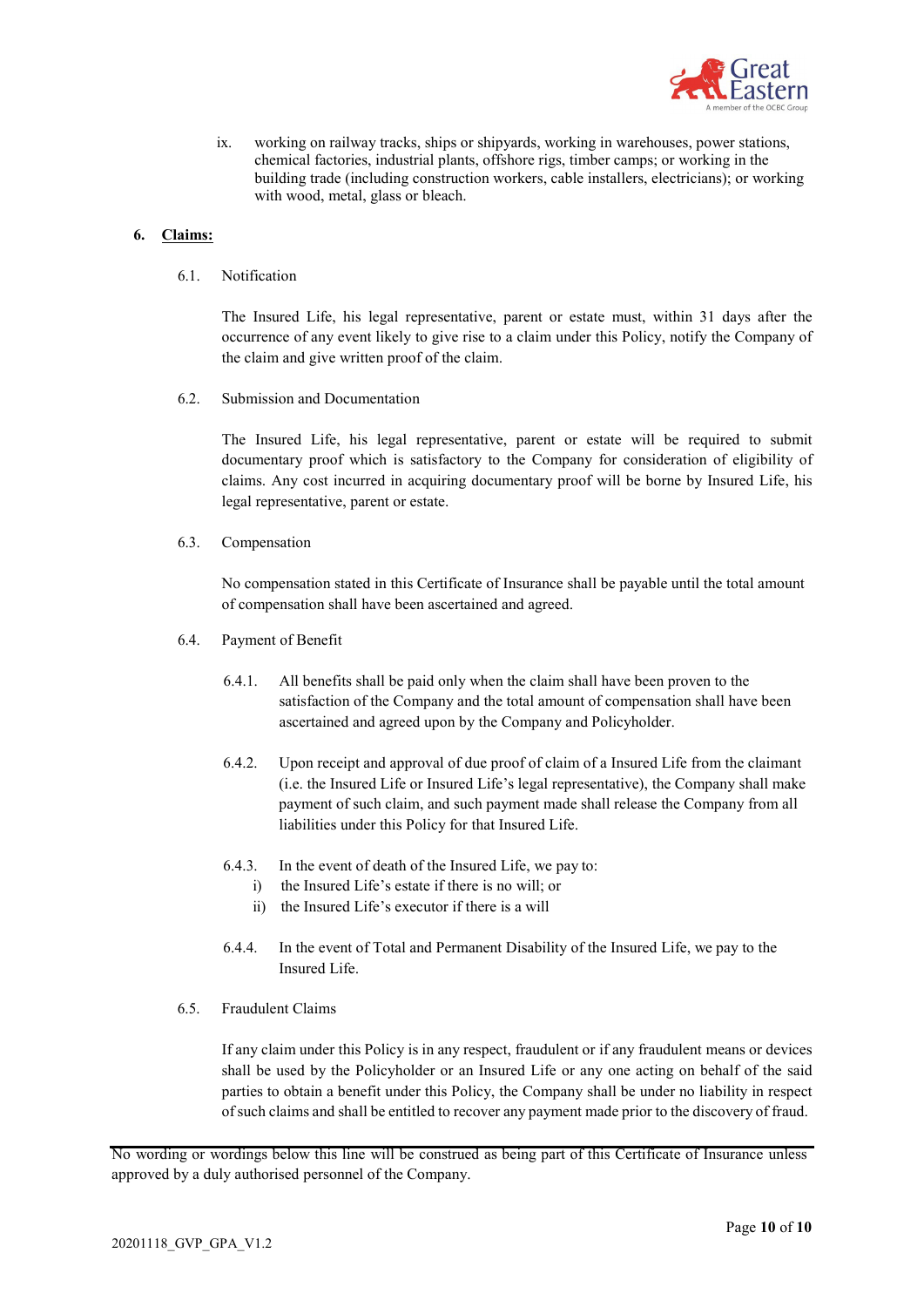ix. working on railway tracks, ships or shipyards, working in warehouses, power stations, chemical factories, industrial plants, offshore rigs, timber camps; or working in the building trade (including construction workers, cable installers, electricians); or working with wood, metal, glass or bleach.

## 6. Claims:

### 6.1. Notification

The Insured Life, his legal representative, parent or estate must, within 31 days after the occurrence of any event likely to give rise to a claim under this Policy, notify the Company of the claim and give written proof of the claim.

### 6.2. Submission and Documentation

The Insured Life, his legal representative, parent or estate will be required to submit documentary proof which is satisfactory to the Company for consideration of eligibility of claims. Any cost incurred in acquiring documentary proof will be borne by Insured Life, his legal representative, parent or estate.

### 6.3. Compensation

No compensation stated in this Certificate of Insurance shall be payable until the total amount of compensation shall have been ascertained and agreed.

### 6.4. Payment of Benefit

6.4.1. All benefits shall be paid only when the claim shall have been proven to the satisfaction of the Company and the total amount of compensation shall have been ascertained and agreed upon by the Company and Policyholder.

6.4.2. Upon receipt and approval of due proof of claim of a Insured Life from the claimant (i.e. the Insured Life or Insured Life's legal representative), the Company shall make payment of such claim, and such payment made shall release the Company from all liabilities under this Policy for that Insured Life.

6.4.3. In the event of death of the Insured Life, we pay to:

i) the Insured Life's estate if there is no will; or

ii) the Insured Life's executor if there is a will

6.4.4. In the event of Total and Permanent Disability of the Insured Life, we pay to the Insured Life.

### 6.5. Fraudulent Claims

If any claim under this Policy is in any respect, fraudulent or if any fraudulent means or devices shall be used by the Policyholder or an Insured Life or any one acting on behalf of the said parties to obtain a benefit under this Policy, the Company shall be under no liability in respect of such claims and shall be entitled to recover any payment made prior to the discovery of fraud.

---

No wording or wordings below this line will be construed as being part of this Certificate of Insurance unless approved by a duly authorised personnel of the Company.